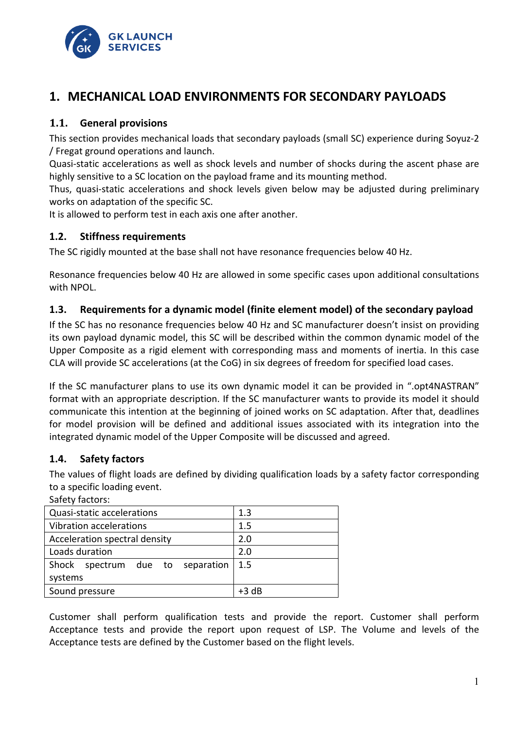# 1. MECHANICAL LOAD ENVIRONMENTS FOR SECONDARY PAYLOADS

## 1.1. General provisions

This section provides mechanical loads that secondary payloads (small SC) experience during Soyuz-2 / Fregat ground operations and launch.

Quasi-static accelerations as well as shock levels and number of shocks during the ascent phase are highly sensitive to a SC location on the payload frame and its mounting method.

Thus, quasi-static accelerations and shock levels given below may be adjusted during preliminary works on adaptation of the specific SC.

It is allowed to perform test in each axis one after another.

## 1.2. Stiffness requirements

The SC rigidly mounted at the base shall not have resonance frequencies below 40 Hz.

Resonance frequencies below 40 Hz are allowed in some specific cases upon additional consultations with NPOL.

## 1.3. Requirements for a dynamic model (finite element model) of the secondary payload

If the SC has no resonance frequencies below 40 Hz and SC manufacturer doesn't insist on providing its own payload dynamic model, this SC will be described within the common dynamic model of the Upper Composite as a rigid element with corresponding mass and moments of inertia. In this case CLA will provide SC accelerations (at the CoG) in six degrees of freedom for specified load cases.

If the SC manufacturer plans to use its own dynamic model it can be provided in ".opt4NASTRAN" format with an appropriate description. If the SC manufacturer wants to provide its model it should communicate this intention at the beginning of joined works on SC adaptation. After that, deadlines for model provision will be defined and additional issues associated with its integration into the integrated dynamic model of the Upper Composite will be discussed and agreed.

## 1.4. Safety factors

The values of flight loads are defined by dividing qualification loads by a safety factor corresponding to a specific loading event.

Safety factors:

| | |
|---|---|
| Quasi-static accelerations | 1.3 |
| Vibration accelerations | 1.5 |
| Acceleration spectral density | 2.0 |
| Loads duration | 2.0 |
| Shock spectrum due to separation systems | 1.5 |
| Sound pressure | +3 dB |

Customer shall perform qualification tests and provide the report. Customer shall perform Acceptance tests and provide the report upon request of LSP. The Volume and levels of the Acceptance tests are defined by the Customer based on the flight levels.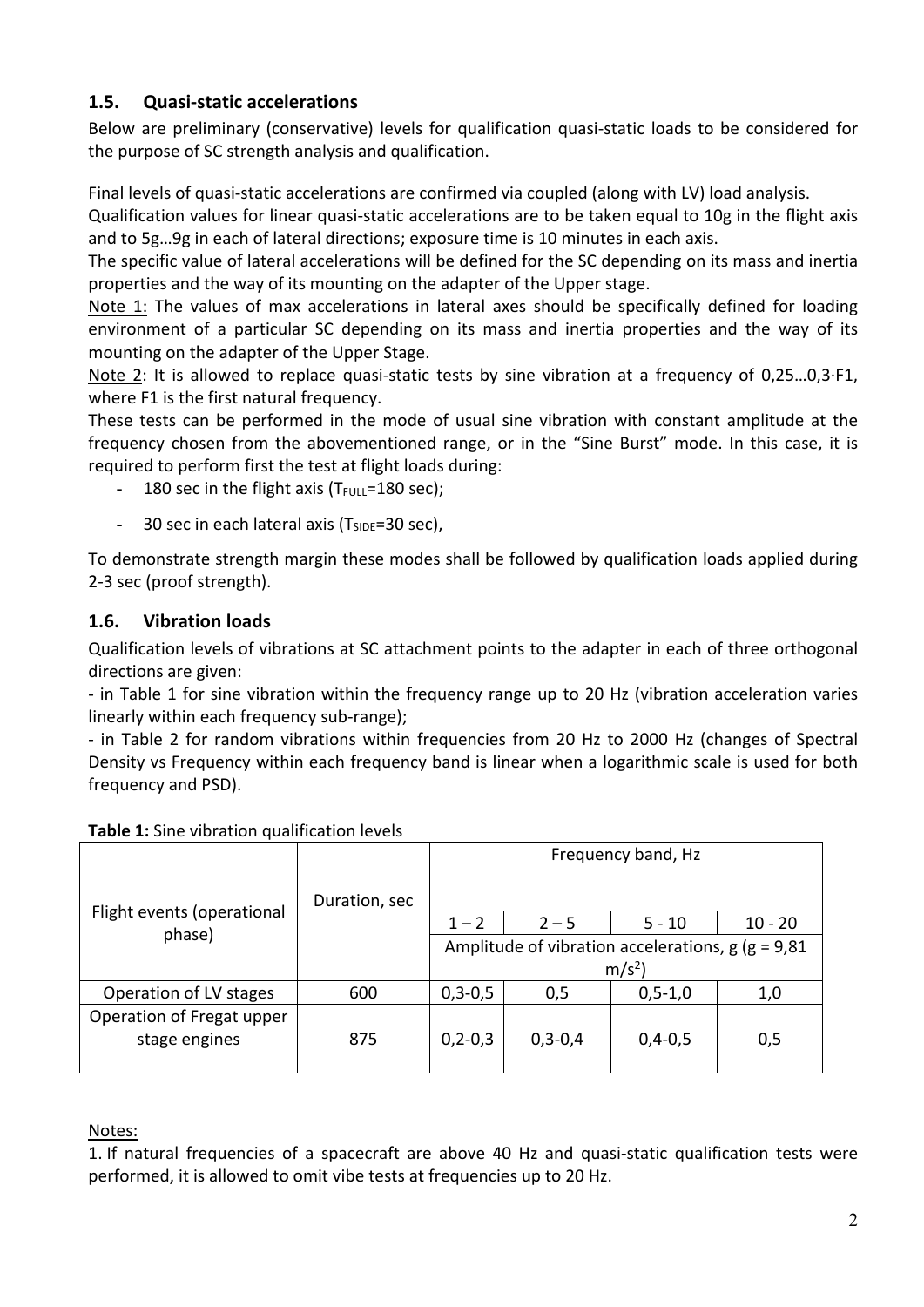## 1.5. Quasi-static accelerations

Below are preliminary (conservative) levels for qualification quasi-static loads to be considered for the purpose of SC strength analysis and qualification.

Final levels of quasi-static accelerations are confirmed via coupled (along with LV) load analysis.

Qualification values for linear quasi-static accelerations are to be taken equal to 10g in the flight axis and to 5g…9g in each of lateral directions; exposure time is 10 minutes in each axis.

The specific value of lateral accelerations will be defined for the SC depending on its mass and inertia properties and the way of its mounting on the adapter of the Upper stage.

Note 1: The values of max accelerations in lateral axes should be specifically defined for loading environment of a particular SC depending on its mass and inertia properties and the way of its mounting on the adapter of the Upper Stage.

Note 2: It is allowed to replace quasi-static tests by sine vibration at a frequency of 0,25…0,3·F1, where F1 is the first natural frequency.

These tests can be performed in the mode of usual sine vibration with constant amplitude at the frequency chosen from the abovementioned range, or in the "Sine Burst" mode. In this case, it is required to perform first the test at flight loads during:

- 180 sec in the flight axis ($T_{FULL}$=180 sec);
- 30 sec in each lateral axis ($T_{SIDE}$=30 sec),

To demonstrate strength margin these modes shall be followed by qualification loads applied during 2-3 sec (proof strength).

## 1.6. Vibration loads

Qualification levels of vibrations at SC attachment points to the adapter in each of three orthogonal directions are given:

- in Table 1 for sine vibration within the frequency range up to 20 Hz (vibration acceleration varies linearly within each frequency sub-range);
- in Table 2 for random vibrations within frequencies from 20 Hz to 2000 Hz (changes of Spectral Density vs Frequency within each frequency band is linear when a logarithmic scale is used for both frequency and PSD).

**Table 1:** Sine vibration qualification levels

| Flight events (operational phase) | Duration, sec | Frequency band, Hz | | | |
|---|---|---|---|---|---|
| | | 1 – 2 | 2 – 5 | 5 - 10 | 10 - 20 |
| | | Amplitude of vibration accelerations, g (g = 9,81 $m/s^2$) | | | |
| Operation of LV stages | 600 | 0,3-0,5 | 0,5 | 0,5-1,0 | 1,0 |
| Operation of Fregat upper stage engines | 875 | 0,2-0,3 | 0,3-0,4 | 0,4-0,5 | 0,5 |

Notes:

1. If natural frequencies of a spacecraft are above 40 Hz and quasi-static qualification tests were performed, it is allowed to omit vibe tests at frequencies up to 20 Hz.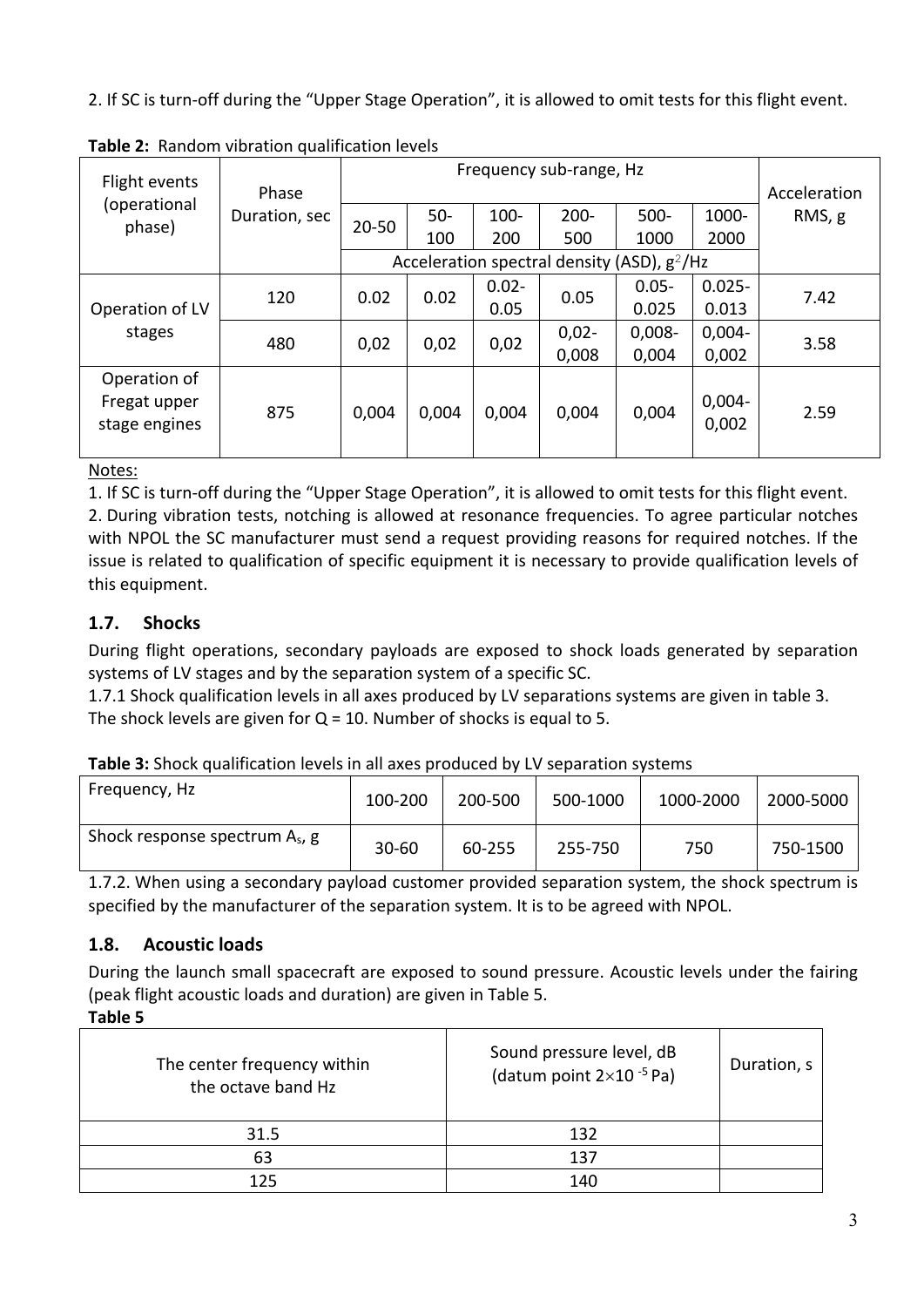2. If SC is turn-off during the “Upper Stage Operation”, it is allowed to omit tests for this flight event.

**Table 2:** Random vibration qualification levels

| Flight events (operational phase) | Phase Duration, sec | Frequency sub-range, Hz | | | | | | Acceleration RMS, g |
|---|---|---|---|---|---|---|---|---|
| | | 20-50 | 50-100 | 100-200 | 200-500 | 500-1000 | 1000-2000 | |
| | | Acceleration spectral density (ASD), $g^2$/Hz | | | | | | |
| Operation of LV stages | 120 | 0.02 | 0.02 | 0.02-0.05 | 0.05 | 0.05-0.025 | 0.025-0.013 | 7.42 |
| | 480 | 0,02 | 0,02 | 0,02 | 0,02-0,008 | 0,008-0,004 | 0,004-0,002 | 3.58 |
| Operation of Fregat upper stage engines | 875 | 0,004 | 0,004 | 0,004 | 0,004 | 0,004 | 0,004-0,002 | 2.59 |

Notes:

1. If SC is turn-off during the “Upper Stage Operation”, it is allowed to omit tests for this flight event.
2. During vibration tests, notching is allowed at resonance frequencies. To agree particular notches with NPOL the SC manufacturer must send a request providing reasons for required notches. If the issue is related to qualification of specific equipment it is necessary to provide qualification levels of this equipment.

## 1.7. Shocks

During flight operations, secondary payloads are exposed to shock loads generated by separation systems of LV stages and by the separation system of a specific SC.

1.7.1 Shock qualification levels in all axes produced by LV separations systems are given in table 3. The shock levels are given for Q = 10. Number of shocks is equal to 5.

**Table 3:** Shock qualification levels in all axes produced by LV separation systems

| Frequency, Hz | 100-200 | 200-500 | 500-1000 | 1000-2000 | 2000-5000 |
|---|---|---|---|---|---|
| Shock response spectrum $A_s$, g | 30-60 | 60-255 | 255-750 | 750 | 750-1500 |

1.7.2. When using a secondary payload customer provided separation system, the shock spectrum is specified by the manufacturer of the separation system. It is to be agreed with NPOL.

## 1.8. Acoustic loads

During the launch small spacecraft are exposed to sound pressure. Acoustic levels under the fairing (peak flight acoustic loads and duration) are given in Table 5.

**Table 5**

| The center frequency within the octave band Hz | Sound pressure level, dB (datum point $2 \times 10^{-5}$ Pa) | Duration, s |
|---|---|---|
| 31.5 | 132 | |
| 63 | 137 | |
| 125 | 140 | |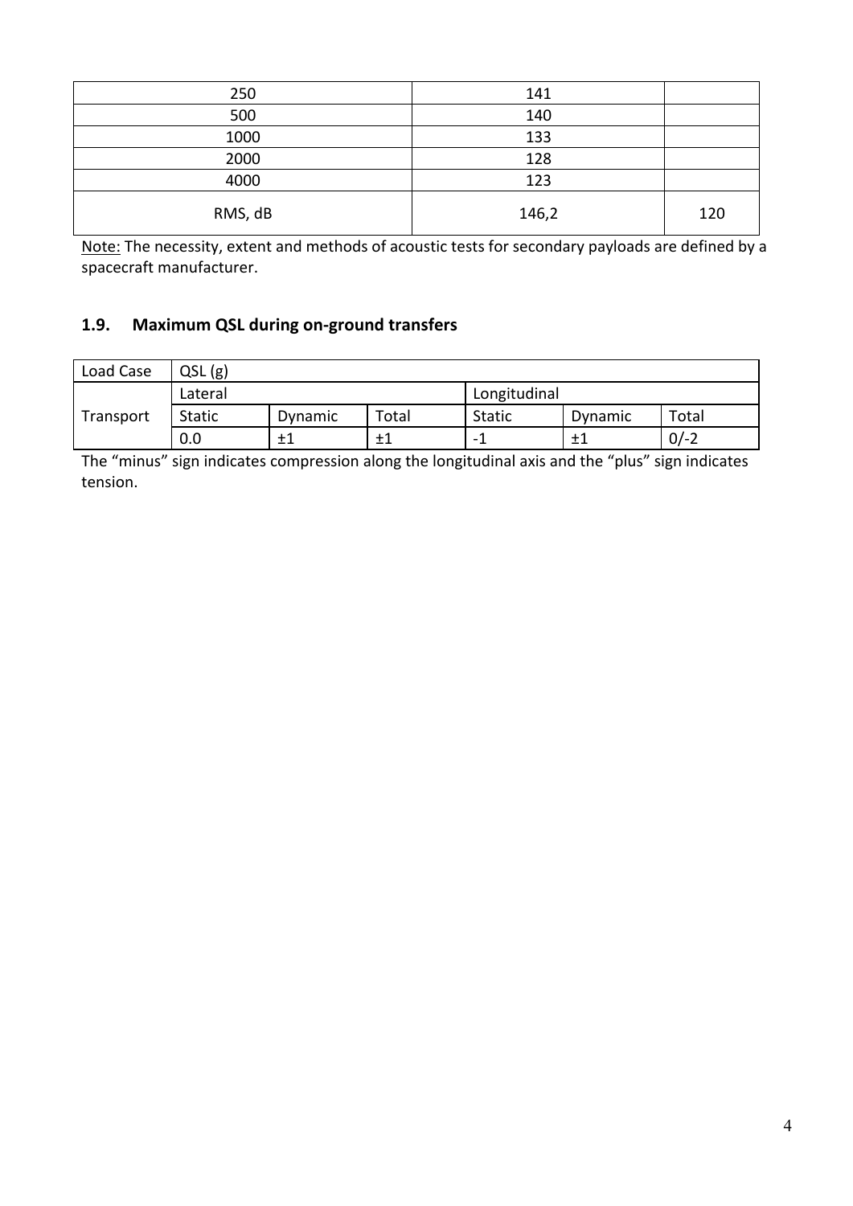| | | |
|---|---|---|
| 250 | 141 | |
| 500 | 140 | |
| 1000 | 133 | |
| 2000 | 128 | |
| 4000 | 123 | |
| RMS, dB | 146,2 | 120 |

Note: The necessity, extent and methods of acoustic tests for secondary payloads are defined by a spacecraft manufacturer.

## 1.9. Maximum QSL during on-ground transfers

| Load Case | QSL (g) | | | | | |
|---|---|---|---|---|---|---|
| | Lateral | | | Longitudinal | | |
| Transport | Static | Dynamic | Total | Static | Dynamic | Total |
| | 0.0 | ±1 | ±1 | -1 | ±1 | 0/-2 |

The “minus” sign indicates compression along the longitudinal axis and the “plus” sign indicates tension.